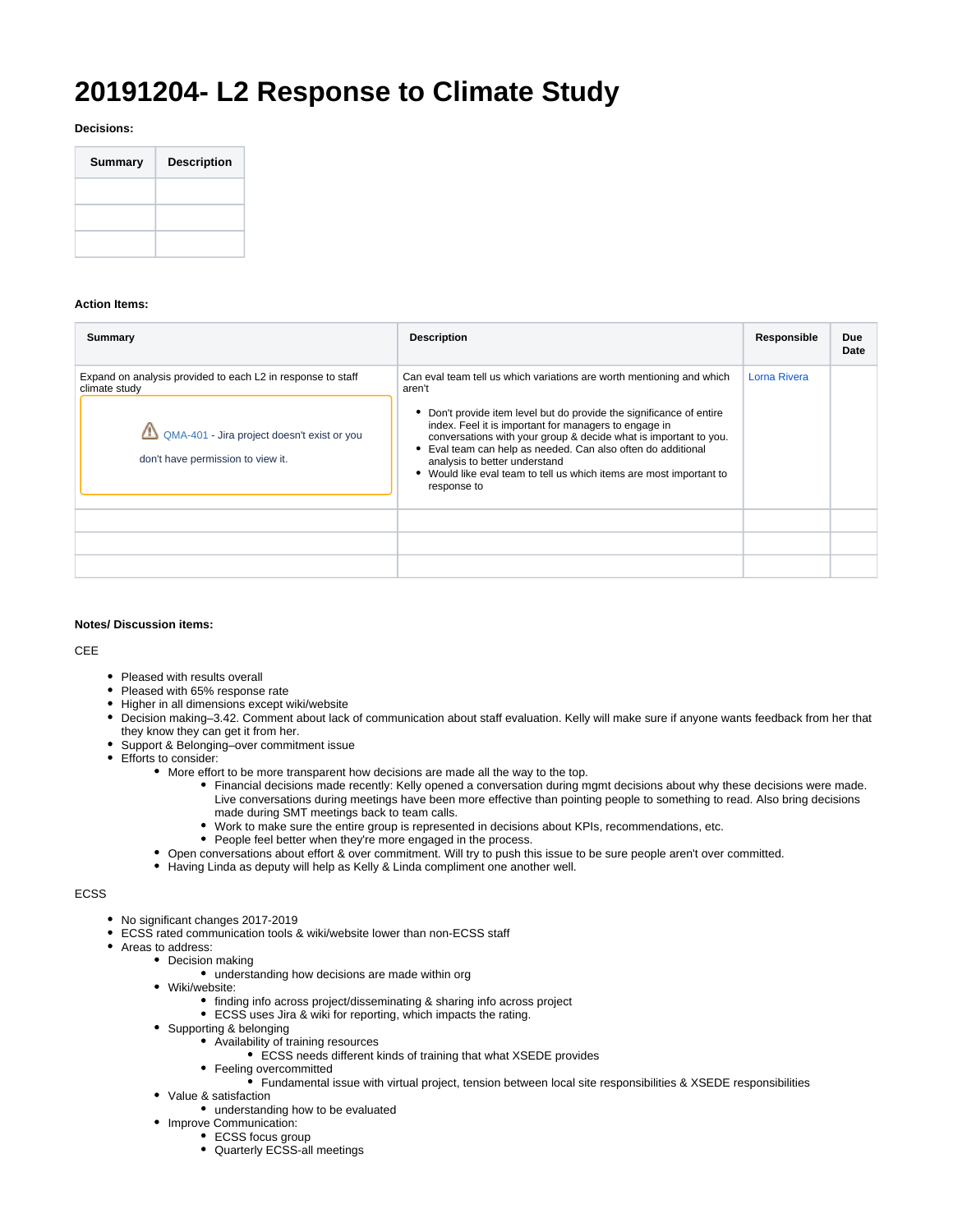# 20191204- L2 Response to Climate Study

**Decisions:**

| Summary | Description |
| --- | --- |
| | |
| | |
| | |

**Action Items:**

| Summary | Description | Responsible | Due Date |
| --- | --- | --- | --- |
| Expand on analysis provided to each L2 in response to staff climate study<br>⚠ QMA-401 - Jira project doesn't exist or you don't have permission to view it. | Can eval team tell us which variations are worth mentioning and which aren't<br>• Don't provide item level but do provide the significance of entire index. Feel it is important for managers to engage in conversations with your group & decide what is important to you.<br>• Eval team can help as needed. Can also often do additional analysis to better understand<br>• Would like eval team to tell us which items are most important to response to | Lorna Rivera | |
| | | | |
| | | | |
| | | | |

**Notes/ Discussion items:**

CEE

- Pleased with results overall
- Pleased with 65% response rate
- Higher in all dimensions except wiki/website
- Decision making–3.42. Comment about lack of communication about staff evaluation. Kelly will make sure if anyone wants feedback from her that they know they can get it from her.
- Support & Belonging–over commitment issue
- Efforts to consider:
  - More effort to be more transparent how decisions are made all the way to the top.
    - Financial decisions made recently: Kelly opened a conversation during mgmt decisions about why these decisions were made. Live conversations during meetings have been more effective than pointing people to something to read. Also bring decisions made during SMT meetings back to team calls.
    - Work to make sure the entire group is represented in decisions about KPIs, recommendations, etc.
    - People feel better when they're more engaged in the process.
  - Open conversations about effort & over commitment. Will try to push this issue to be sure people aren't over committed.
  - Having Linda as deputy will help as Kelly & Linda compliment one another well.

ECSS

- No significant changes 2017-2019
- ECSS rated communication tools & wiki/website lower than non-ECSS staff
- Areas to address:
  - Decision making
    - understanding how decisions are made within org
  - Wiki/website:
    - finding info across project/disseminating & sharing info across project
    - ECSS uses Jira & wiki for reporting, which impacts the rating.
  - Supporting & belonging
    - Availability of training resources
      - ECSS needs different kinds of training that what XSEDE provides
    - Feeling overcommitted
      - Fundamental issue with virtual project, tension between local site responsibilities & XSEDE responsibilities
  - Value & satisfaction
    - understanding how to be evaluated
  - Improve Communication:
    - ECSS focus group
    - Quarterly ECSS-all meetings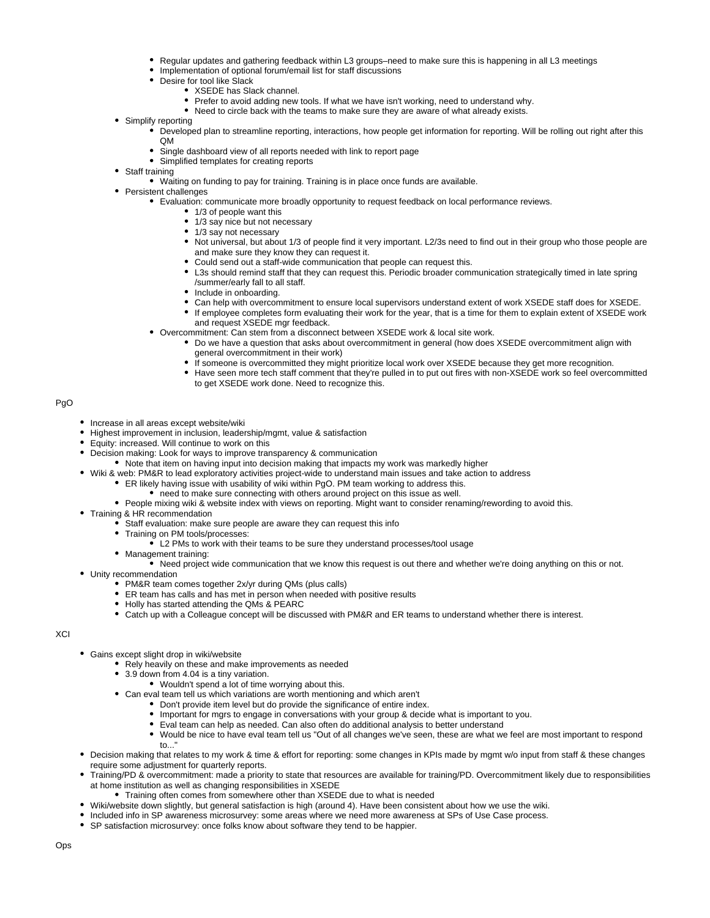- Regular updates and gathering feedback within L3 groups–need to make sure this is happening in all L3 meetings
        - Implementation of optional forum/email list for staff discussions
        - Desire for tool like Slack
            - XSEDE has Slack channel.
            - Prefer to avoid adding new tools. If what we have isn't working, need to understand why.
            - Need to circle back with the teams to make sure they are aware of what already exists.
    - Simplify reporting
        - Developed plan to streamline reporting, interactions, how people get information for reporting. Will be rolling out right after this QM
        - Single dashboard view of all reports needed with link to report page
        - Simplified templates for creating reports
    - Staff training
        - Waiting on funding to pay for training. Training is in place once funds are available.
    - Persistent challenges
        - Evaluation: communicate more broadly opportunity to request feedback on local performance reviews.
            - 1/3 of people want this
            - 1/3 say nice but not necessary
            - 1/3 say not necessary
            - Not universal, but about 1/3 of people find it very important. L2/3s need to find out in their group who those people are and make sure they know they can request it.
            - Could send out a staff-wide communication that people can request this.
            - L3s should remind staff that they can request this. Periodic broader communication strategically timed in late spring /summer/early fall to all staff.
            - Include in onboarding.
            - Can help with overcommitment to ensure local supervisors understand extent of work XSEDE staff does for XSEDE.
            - If employee completes form evaluating their work for the year, that is a time for them to explain extent of XSEDE work and request XSEDE mgr feedback.
        - Overcommitment: Can stem from a disconnect between XSEDE work & local site work.
            - Do we have a question that asks about overcommitment in general (how does XSEDE overcommitment align with general overcommitment in their work)
            - If someone is overcommitted they might prioritize local work over XSEDE because they get more recognition.
            - Have seen more tech staff comment that they're pulled in to put out fires with non-XSEDE work so feel overcommitted to get XSEDE work done. Need to recognize this.

PgO

- Increase in all areas except website/wiki
- Highest improvement in inclusion, leadership/mgmt, value & satisfaction
- Equity: increased. Will continue to work on this
- Decision making: Look for ways to improve transparency & communication
    - Note that item on having input into decision making that impacts my work was markedly higher
- Wiki & web: PM&R to lead exploratory activities project-wide to understand main issues and take action to address
    - ER likely having issue with usability of wiki within PgO. PM team working to address this.
        - need to make sure connecting with others around project on this issue as well.
    - People mixing wiki & website index with views on reporting. Might want to consider renaming/rewording to avoid this.
- Training & HR recommendation
    - Staff evaluation: make sure people are aware they can request this info
    - Training on PM tools/processes:
        - L2 PMs to work with their teams to be sure they understand processes/tool usage
    - Management training:
        - Need project wide communication that we know this request is out there and whether we're doing anything on this or not.
- Unity recommendation
    - PM&R team comes together 2x/yr during QMs (plus calls)
    - ER team has calls and has met in person when needed with positive results
    - Holly has started attending the QMs & PEARC
    - Catch up with a Colleague concept will be discussed with PM&R and ER teams to understand whether there is interest.

XCI

- Gains except slight drop in wiki/website
    - Rely heavily on these and make improvements as needed
    - 3.9 down from 4.04 is a tiny variation.
        - Wouldn't spend a lot of time worrying about this.
    - Can eval team tell us which variations are worth mentioning and which aren't
        - Don't provide item level but do provide the significance of entire index.
        - Important for mgrs to engage in conversations with your group & decide what is important to you.
        - Eval team can help as needed. Can also often do additional analysis to better understand
        - Would be nice to have eval team tell us "Out of all changes we've seen, these are what we feel are most important to respond to..."
- Decision making that relates to my work & time & effort for reporting: some changes in KPIs made by mgmt w/o input from staff & these changes require some adjustment for quarterly reports.
- Training/PD & overcommitment: made a priority to state that resources are available for training/PD. Overcommitment likely due to responsibilities at home institution as well as changing responsibilities in XSEDE
    - Training often comes from somewhere other than XSEDE due to what is needed
- Wiki/website down slightly, but general satisfaction is high (around 4). Have been consistent about how we use the wiki.
- Included info in SP awareness microsurvey: some areas where we need more awareness at SPs of Use Case process.
- SP satisfaction microsurvey: once folks know about software they tend to be happier.

Ops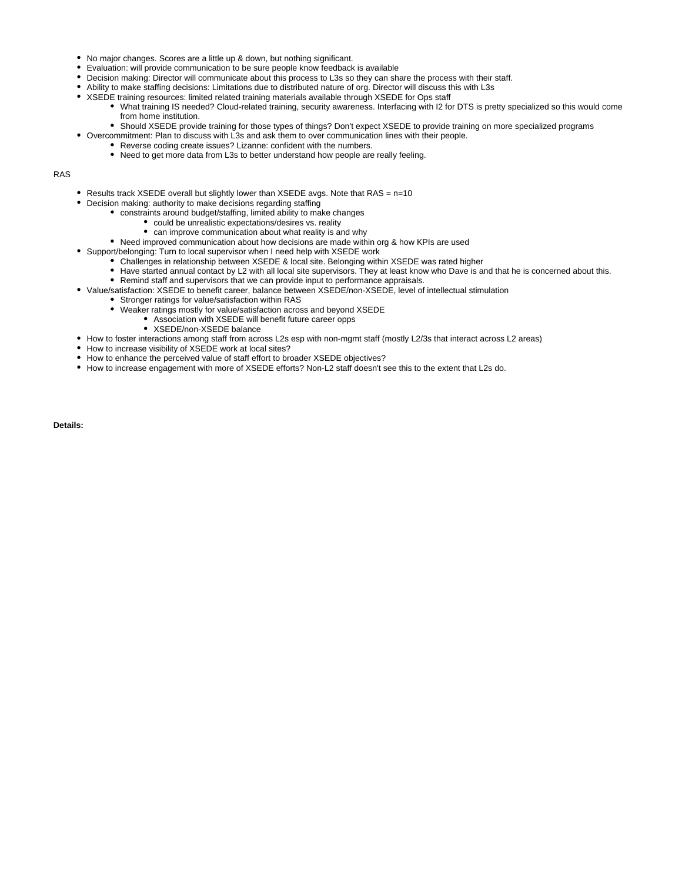- No major changes. Scores are a little up & down, but nothing significant.
- Evaluation: will provide communication to be sure people know feedback is available
- Decision making: Director will communicate about this process to L3s so they can share the process with their staff.
- Ability to make staffing decisions: Limitations due to distributed nature of org. Director will discuss this with L3s
- XSEDE training resources: limited related training materials available through XSEDE for Ops staff
  - What training IS needed? Cloud-related training, security awareness. Interfacing with I2 for DTS is pretty specialized so this would come from home institution.
  - Should XSEDE provide training for those types of things? Don't expect XSEDE to provide training on more specialized programs
- Overcommitment: Plan to discuss with L3s and ask them to over communication lines with their people.
  - Reverse coding create issues? Lizanne: confident with the numbers.
  - Need to get more data from L3s to better understand how people are really feeling.

RAS

- Results track XSEDE overall but slightly lower than XSEDE avgs. Note that RAS = n=10
- Decision making: authority to make decisions regarding staffing
  - constraints around budget/staffing, limited ability to make changes
    - could be unrealistic expectations/desires vs. reality
    - can improve communication about what reality is and why
  - Need improved communication about how decisions are made within org & how KPIs are used
- Support/belonging: Turn to local supervisor when I need help with XSEDE work
  - Challenges in relationship between XSEDE & local site. Belonging within XSEDE was rated higher
  - Have started annual contact by L2 with all local site supervisors. They at least know who Dave is and that he is concerned about this.
  - Remind staff and supervisors that we can provide input to performance appraisals.
- Value/satisfaction: XSEDE to benefit career, balance between XSEDE/non-XSEDE, level of intellectual stimulation
  - Stronger ratings for value/satisfaction within RAS
  - Weaker ratings mostly for value/satisfaction across and beyond XSEDE
    - Association with XSEDE will benefit future career opps
    - XSEDE/non-XSEDE balance
- How to foster interactions among staff from across L2s esp with non-mgmt staff (mostly L2/3s that interact across L2 areas)
- How to increase visibility of XSEDE work at local sites?
- How to enhance the perceived value of staff effort to broader XSEDE objectives?
- How to increase engagement with more of XSEDE efforts? Non-L2 staff doesn't see this to the extent that L2s do.

**Details:**